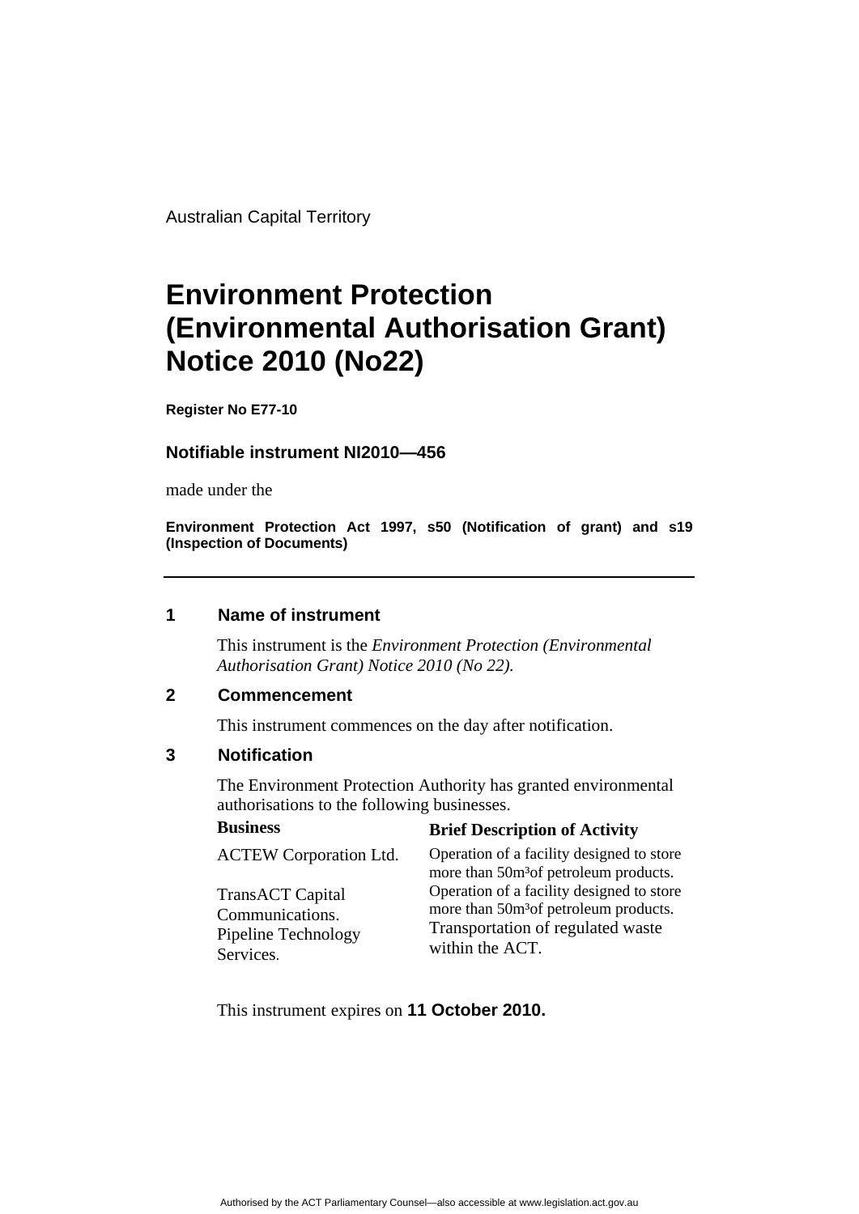Australian Capital Territory

# Environment Protection (Environmental Authorisation Grant) Notice 2010 (No22)

**Register No E77-10**

### Notifiable instrument NI2010—456

made under the

**Environment Protection Act 1997, s50 (Notification of grant) and s19 (Inspection of Documents)**

---

## 1 Name of instrument

This instrument is the *Environment Protection (Environmental Authorisation Grant) Notice 2010 (No 22).*

## 2 Commencement

This instrument commences on the day after notification.

## 3 Notification

The Environment Protection Authority has granted environmental authorisations to the following businesses.

| Business | Brief Description of Activity |
|---|---|
| ACTEW Corporation Ltd. | Operation of a facility designed to store more than $50m^3$ of petroleum products. |
| TransACT Capital Communications. | Operation of a facility designed to store more than $50m^3$ of petroleum products. |
| Pipeline Technology Services. | Transportation of regulated waste within the ACT. |

This instrument expires on **11 October 2010.**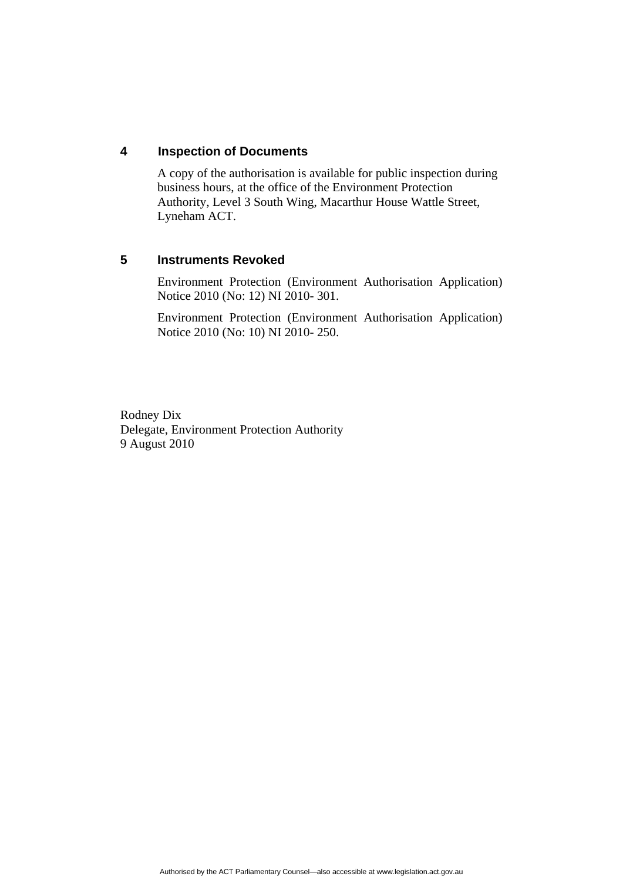## 4 Inspection of Documents

A copy of the authorisation is available for public inspection during business hours, at the office of the Environment Protection Authority, Level 3 South Wing, Macarthur House Wattle Street, Lyneham ACT.

## 5 Instruments Revoked

Environment Protection (Environment Authorisation Application) Notice 2010 (No: 12) NI 2010- 301.

Environment Protection (Environment Authorisation Application) Notice 2010 (No: 10) NI 2010- 250.

Rodney Dix
Delegate, Environment Protection Authority
9 August 2010